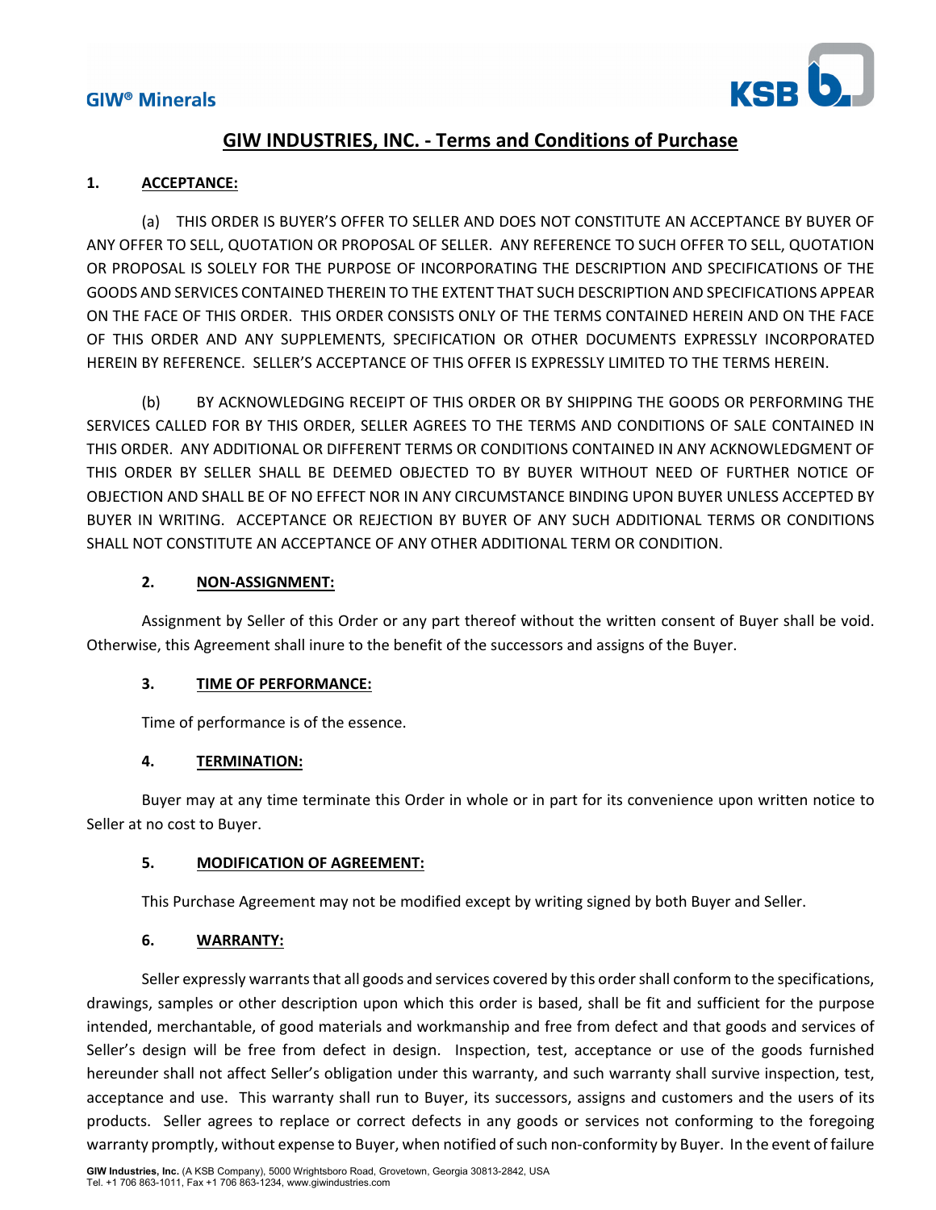GIW® Minerals

# GIW INDUSTRIES, INC. - Terms and Conditions of Purchase

## 1. ACCEPTANCE:

(a) THIS ORDER IS BUYER'S OFFER TO SELLER AND DOES NOT CONSTITUTE AN ACCEPTANCE BY BUYER OF ANY OFFER TO SELL, QUOTATION OR PROPOSAL OF SELLER. ANY REFERENCE TO SUCH OFFER TO SELL, QUOTATION OR PROPOSAL IS SOLELY FOR THE PURPOSE OF INCORPORATING THE DESCRIPTION AND SPECIFICATIONS OF THE GOODS AND SERVICES CONTAINED THEREIN TO THE EXTENT THAT SUCH DESCRIPTION AND SPECIFICATIONS APPEAR ON THE FACE OF THIS ORDER. THIS ORDER CONSISTS ONLY OF THE TERMS CONTAINED HEREIN AND ON THE FACE OF THIS ORDER AND ANY SUPPLEMENTS, SPECIFICATION OR OTHER DOCUMENTS EXPRESSLY INCORPORATED HEREIN BY REFERENCE. SELLER'S ACCEPTANCE OF THIS OFFER IS EXPRESSLY LIMITED TO THE TERMS HEREIN.

(b) BY ACKNOWLEDGING RECEIPT OF THIS ORDER OR BY SHIPPING THE GOODS OR PERFORMING THE SERVICES CALLED FOR BY THIS ORDER, SELLER AGREES TO THE TERMS AND CONDITIONS OF SALE CONTAINED IN THIS ORDER. ANY ADDITIONAL OR DIFFERENT TERMS OR CONDITIONS CONTAINED IN ANY ACKNOWLEDGMENT OF THIS ORDER BY SELLER SHALL BE DEEMED OBJECTED TO BY BUYER WITHOUT NEED OF FURTHER NOTICE OF OBJECTION AND SHALL BE OF NO EFFECT NOR IN ANY CIRCUMSTANCE BINDING UPON BUYER UNLESS ACCEPTED BY BUYER IN WRITING. ACCEPTANCE OR REJECTION BY BUYER OF ANY SUCH ADDITIONAL TERMS OR CONDITIONS SHALL NOT CONSTITUTE AN ACCEPTANCE OF ANY OTHER ADDITIONAL TERM OR CONDITION.

## 2. NON-ASSIGNMENT:

Assignment by Seller of this Order or any part thereof without the written consent of Buyer shall be void. Otherwise, this Agreement shall inure to the benefit of the successors and assigns of the Buyer.

## 3. TIME OF PERFORMANCE:

Time of performance is of the essence.

## 4. TERMINATION:

Buyer may at any time terminate this Order in whole or in part for its convenience upon written notice to Seller at no cost to Buyer.

## 5. MODIFICATION OF AGREEMENT:

This Purchase Agreement may not be modified except by writing signed by both Buyer and Seller.

## 6. WARRANTY:

Seller expressly warrants that all goods and services covered by this order shall conform to the specifications, drawings, samples or other description upon which this order is based, shall be fit and sufficient for the purpose intended, merchantable, of good materials and workmanship and free from defect and that goods and services of Seller's design will be free from defect in design. Inspection, test, acceptance or use of the goods furnished hereunder shall not affect Seller's obligation under this warranty, and such warranty shall survive inspection, test, acceptance and use. This warranty shall run to Buyer, its successors, assigns and customers and the users of its products. Seller agrees to replace or correct defects in any goods or services not conforming to the foregoing warranty promptly, without expense to Buyer, when notified of such non-conformity by Buyer. In the event of failure

**GIW Industries, Inc.** (A KSB Company), 5000 Wrightsboro Road, Grovetown, Georgia 30813-2842, USA
Tel. +1 706 863-1011, Fax +1 706 863-1234, www.giwindustries.com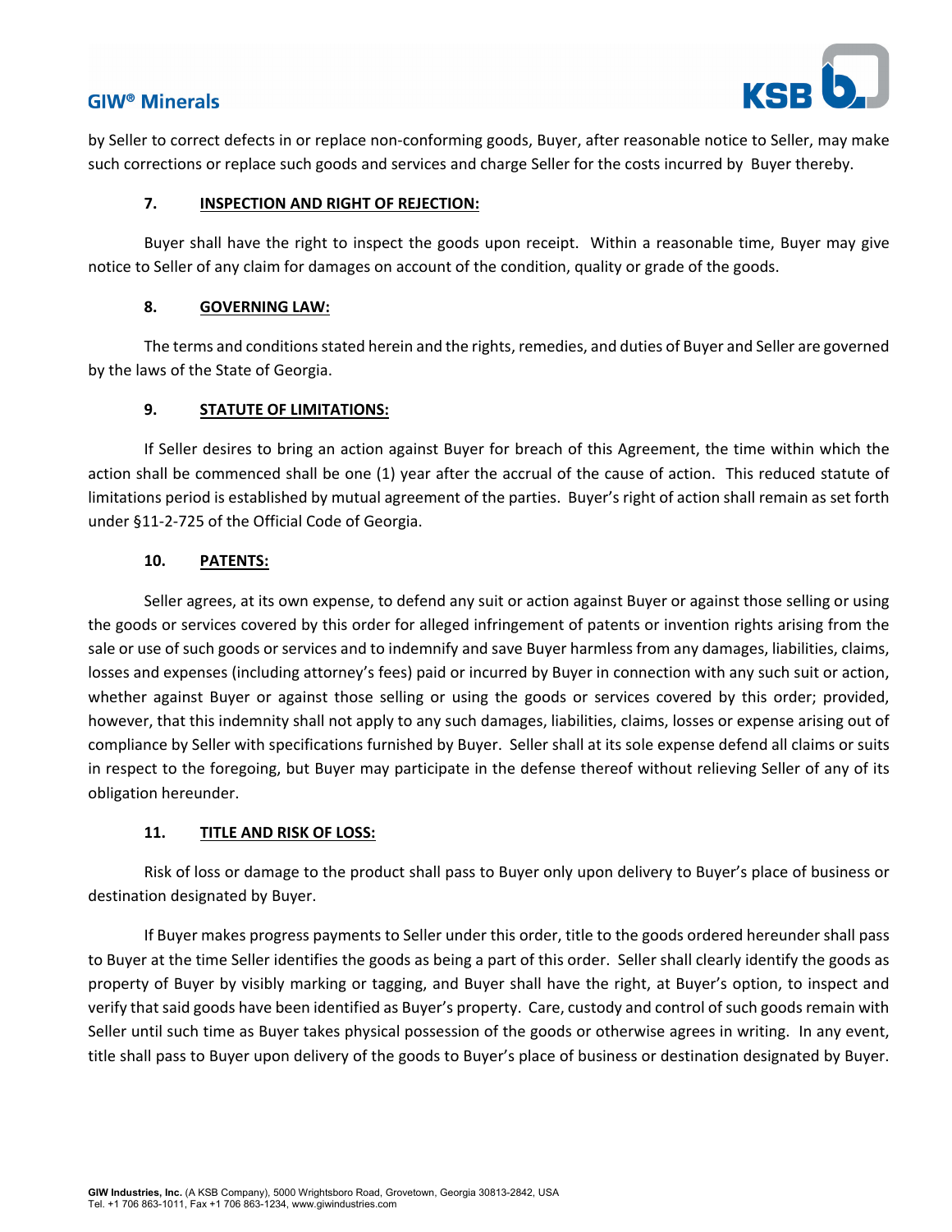by Seller to correct defects in or replace non-conforming goods, Buyer, after reasonable notice to Seller, may make such corrections or replace such goods and services and charge Seller for the costs incurred by Buyer thereby.

**7. INSPECTION AND RIGHT OF REJECTION:**

Buyer shall have the right to inspect the goods upon receipt. Within a reasonable time, Buyer may give notice to Seller of any claim for damages on account of the condition, quality or grade of the goods.

**8. GOVERNING LAW:**

The terms and conditions stated herein and the rights, remedies, and duties of Buyer and Seller are governed by the laws of the State of Georgia.

**9. STATUTE OF LIMITATIONS:**

If Seller desires to bring an action against Buyer for breach of this Agreement, the time within which the action shall be commenced shall be one (1) year after the accrual of the cause of action. This reduced statute of limitations period is established by mutual agreement of the parties. Buyer's right of action shall remain as set forth under §11-2-725 of the Official Code of Georgia.

**10. PATENTS:**

Seller agrees, at its own expense, to defend any suit or action against Buyer or against those selling or using the goods or services covered by this order for alleged infringement of patents or invention rights arising from the sale or use of such goods or services and to indemnify and save Buyer harmless from any damages, liabilities, claims, losses and expenses (including attorney's fees) paid or incurred by Buyer in connection with any such suit or action, whether against Buyer or against those selling or using the goods or services covered by this order; provided, however, that this indemnity shall not apply to any such damages, liabilities, claims, losses or expense arising out of compliance by Seller with specifications furnished by Buyer. Seller shall at its sole expense defend all claims or suits in respect to the foregoing, but Buyer may participate in the defense thereof without relieving Seller of any of its obligation hereunder.

**11. TITLE AND RISK OF LOSS:**

Risk of loss or damage to the product shall pass to Buyer only upon delivery to Buyer's place of business or destination designated by Buyer.

If Buyer makes progress payments to Seller under this order, title to the goods ordered hereunder shall pass to Buyer at the time Seller identifies the goods as being a part of this order. Seller shall clearly identify the goods as property of Buyer by visibly marking or tagging, and Buyer shall have the right, at Buyer's option, to inspect and verify that said goods have been identified as Buyer's property. Care, custody and control of such goods remain with Seller until such time as Buyer takes physical possession of the goods or otherwise agrees in writing. In any event, title shall pass to Buyer upon delivery of the goods to Buyer's place of business or destination designated by Buyer.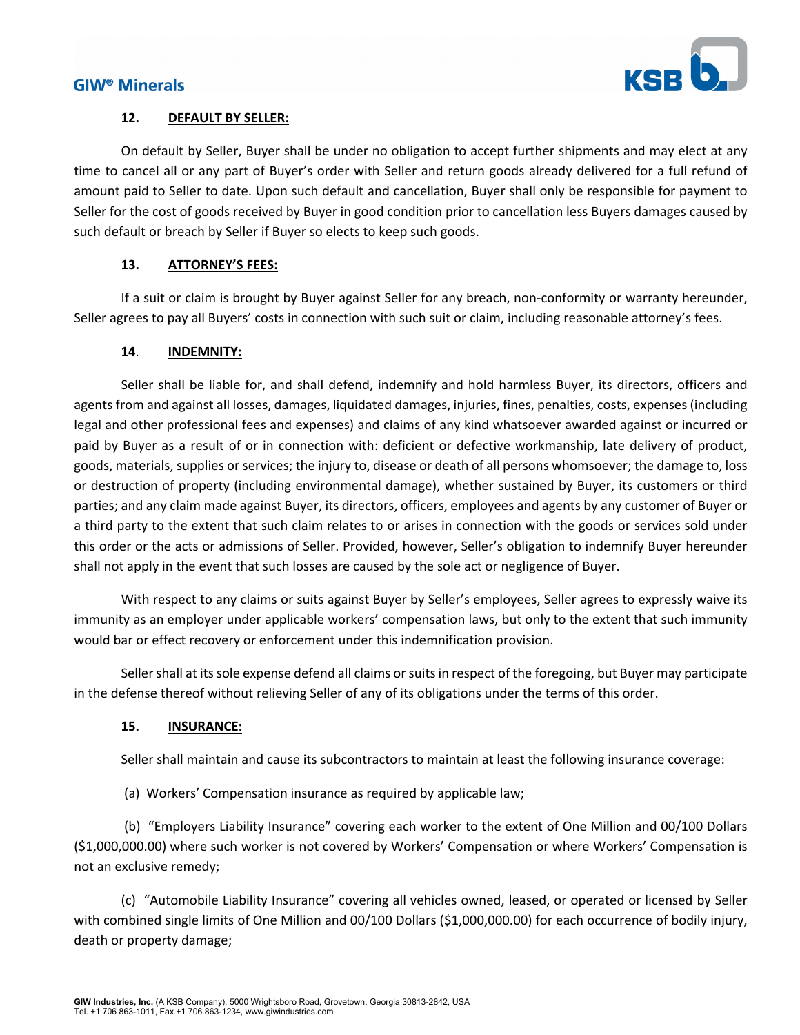### 12. DEFAULT BY SELLER:

On default by Seller, Buyer shall be under no obligation to accept further shipments and may elect at any time to cancel all or any part of Buyer's order with Seller and return goods already delivered for a full refund of amount paid to Seller to date. Upon such default and cancellation, Buyer shall only be responsible for payment to Seller for the cost of goods received by Buyer in good condition prior to cancellation less Buyers damages caused by such default or breach by Seller if Buyer so elects to keep such goods.

### 13. ATTORNEY'S FEES:

If a suit or claim is brought by Buyer against Seller for any breach, non-conformity or warranty hereunder, Seller agrees to pay all Buyers' costs in connection with such suit or claim, including reasonable attorney's fees.

### 14. INDEMNITY:

Seller shall be liable for, and shall defend, indemnify and hold harmless Buyer, its directors, officers and agents from and against all losses, damages, liquidated damages, injuries, fines, penalties, costs, expenses (including legal and other professional fees and expenses) and claims of any kind whatsoever awarded against or incurred or paid by Buyer as a result of or in connection with: deficient or defective workmanship, late delivery of product, goods, materials, supplies or services; the injury to, disease or death of all persons whomsoever; the damage to, loss or destruction of property (including environmental damage), whether sustained by Buyer, its customers or third parties; and any claim made against Buyer, its directors, officers, employees and agents by any customer of Buyer or a third party to the extent that such claim relates to or arises in connection with the goods or services sold under this order or the acts or admissions of Seller. Provided, however, Seller's obligation to indemnify Buyer hereunder shall not apply in the event that such losses are caused by the sole act or negligence of Buyer.

With respect to any claims or suits against Buyer by Seller's employees, Seller agrees to expressly waive its immunity as an employer under applicable workers' compensation laws, but only to the extent that such immunity would bar or effect recovery or enforcement under this indemnification provision.

Seller shall at its sole expense defend all claims or suits in respect of the foregoing, but Buyer may participate in the defense thereof without relieving Seller of any of its obligations under the terms of this order.

### 15. INSURANCE:

Seller shall maintain and cause its subcontractors to maintain at least the following insurance coverage:

(a) Workers' Compensation insurance as required by applicable law;

(b) "Employers Liability Insurance" covering each worker to the extent of One Million and 00/100 Dollars ($1,000,000.00) where such worker is not covered by Workers' Compensation or where Workers' Compensation is not an exclusive remedy;

(c) "Automobile Liability Insurance" covering all vehicles owned, leased, or operated or licensed by Seller with combined single limits of One Million and 00/100 Dollars ($1,000,000.00) for each occurrence of bodily injury, death or property damage;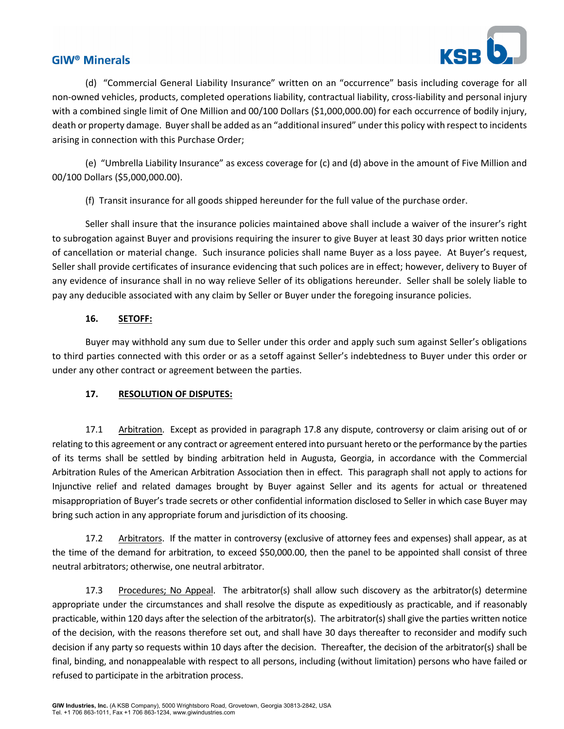(d) "Commercial General Liability Insurance" written on an "occurrence" basis including coverage for all non-owned vehicles, products, completed operations liability, contractual liability, cross-liability and personal injury with a combined single limit of One Million and 00/100 Dollars ($1,000,000.00) for each occurrence of bodily injury, death or property damage. Buyer shall be added as an "additional insured" under this policy with respect to incidents arising in connection with this Purchase Order;

(e) "Umbrella Liability Insurance" as excess coverage for (c) and (d) above in the amount of Five Million and 00/100 Dollars ($5,000,000.00).

(f) Transit insurance for all goods shipped hereunder for the full value of the purchase order.

Seller shall insure that the insurance policies maintained above shall include a waiver of the insurer's right to subrogation against Buyer and provisions requiring the insurer to give Buyer at least 30 days prior written notice of cancellation or material change. Such insurance policies shall name Buyer as a loss payee. At Buyer's request, Seller shall provide certificates of insurance evidencing that such polices are in effect; however, delivery to Buyer of any evidence of insurance shall in no way relieve Seller of its obligations hereunder. Seller shall be solely liable to pay any deducible associated with any claim by Seller or Buyer under the foregoing insurance policies.

**16. SETOFF:**

Buyer may withhold any sum due to Seller under this order and apply such sum against Seller's obligations to third parties connected with this order or as a setoff against Seller's indebtedness to Buyer under this order or under any other contract or agreement between the parties.

**17. RESOLUTION OF DISPUTES:**

17.1 Arbitration. Except as provided in paragraph 17.8 any dispute, controversy or claim arising out of or relating to this agreement or any contract or agreement entered into pursuant hereto or the performance by the parties of its terms shall be settled by binding arbitration held in Augusta, Georgia, in accordance with the Commercial Arbitration Rules of the American Arbitration Association then in effect. This paragraph shall not apply to actions for Injunctive relief and related damages brought by Buyer against Seller and its agents for actual or threatened misappropriation of Buyer's trade secrets or other confidential information disclosed to Seller in which case Buyer may bring such action in any appropriate forum and jurisdiction of its choosing.

17.2 Arbitrators. If the matter in controversy (exclusive of attorney fees and expenses) shall appear, as at the time of the demand for arbitration, to exceed $50,000.00, then the panel to be appointed shall consist of three neutral arbitrators; otherwise, one neutral arbitrator.

17.3 Procedures; No Appeal. The arbitrator(s) shall allow such discovery as the arbitrator(s) determine appropriate under the circumstances and shall resolve the dispute as expeditiously as practicable, and if reasonably practicable, within 120 days after the selection of the arbitrator(s). The arbitrator(s) shall give the parties written notice of the decision, with the reasons therefore set out, and shall have 30 days thereafter to reconsider and modify such decision if any party so requests within 10 days after the decision. Thereafter, the decision of the arbitrator(s) shall be final, binding, and nonappealable with respect to all persons, including (without limitation) persons who have failed or refused to participate in the arbitration process.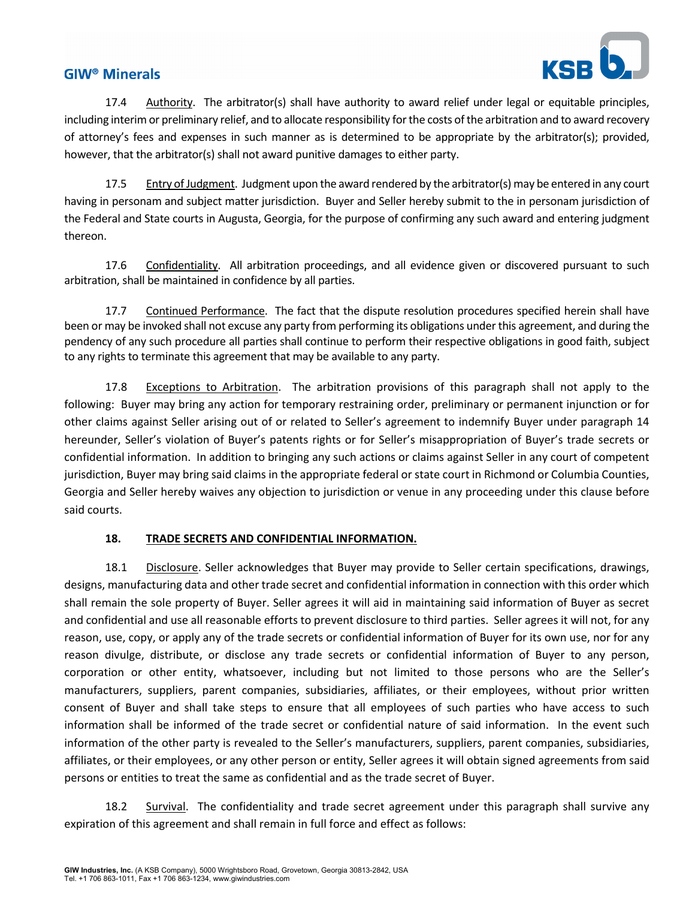17.4 Authority. The arbitrator(s) shall have authority to award relief under legal or equitable principles, including interim or preliminary relief, and to allocate responsibility for the costs of the arbitration and to award recovery of attorney's fees and expenses in such manner as is determined to be appropriate by the arbitrator(s); provided, however, that the arbitrator(s) shall not award punitive damages to either party.

17.5 Entry of Judgment. Judgment upon the award rendered by the arbitrator(s) may be entered in any court having in personam and subject matter jurisdiction. Buyer and Seller hereby submit to the in personam jurisdiction of the Federal and State courts in Augusta, Georgia, for the purpose of confirming any such award and entering judgment thereon.

17.6 Confidentiality. All arbitration proceedings, and all evidence given or discovered pursuant to such arbitration, shall be maintained in confidence by all parties.

17.7 Continued Performance. The fact that the dispute resolution procedures specified herein shall have been or may be invoked shall not excuse any party from performing its obligations under this agreement, and during the pendency of any such procedure all parties shall continue to perform their respective obligations in good faith, subject to any rights to terminate this agreement that may be available to any party.

17.8 Exceptions to Arbitration. The arbitration provisions of this paragraph shall not apply to the following: Buyer may bring any action for temporary restraining order, preliminary or permanent injunction or for other claims against Seller arising out of or related to Seller's agreement to indemnify Buyer under paragraph 14 hereunder, Seller's violation of Buyer's patents rights or for Seller's misappropriation of Buyer's trade secrets or confidential information. In addition to bringing any such actions or claims against Seller in any court of competent jurisdiction, Buyer may bring said claims in the appropriate federal or state court in Richmond or Columbia Counties, Georgia and Seller hereby waives any objection to jurisdiction or venue in any proceeding under this clause before said courts.

## 18. TRADE SECRETS AND CONFIDENTIAL INFORMATION.

18.1 Disclosure. Seller acknowledges that Buyer may provide to Seller certain specifications, drawings, designs, manufacturing data and other trade secret and confidential information in connection with this order which shall remain the sole property of Buyer. Seller agrees it will aid in maintaining said information of Buyer as secret and confidential and use all reasonable efforts to prevent disclosure to third parties. Seller agrees it will not, for any reason, use, copy, or apply any of the trade secrets or confidential information of Buyer for its own use, nor for any reason divulge, distribute, or disclose any trade secrets or confidential information of Buyer to any person, corporation or other entity, whatsoever, including but not limited to those persons who are the Seller's manufacturers, suppliers, parent companies, subsidiaries, affiliates, or their employees, without prior written consent of Buyer and shall take steps to ensure that all employees of such parties who have access to such information shall be informed of the trade secret or confidential nature of said information. In the event such information of the other party is revealed to the Seller's manufacturers, suppliers, parent companies, subsidiaries, affiliates, or their employees, or any other person or entity, Seller agrees it will obtain signed agreements from said persons or entities to treat the same as confidential and as the trade secret of Buyer.

18.2 Survival. The confidentiality and trade secret agreement under this paragraph shall survive any expiration of this agreement and shall remain in full force and effect as follows: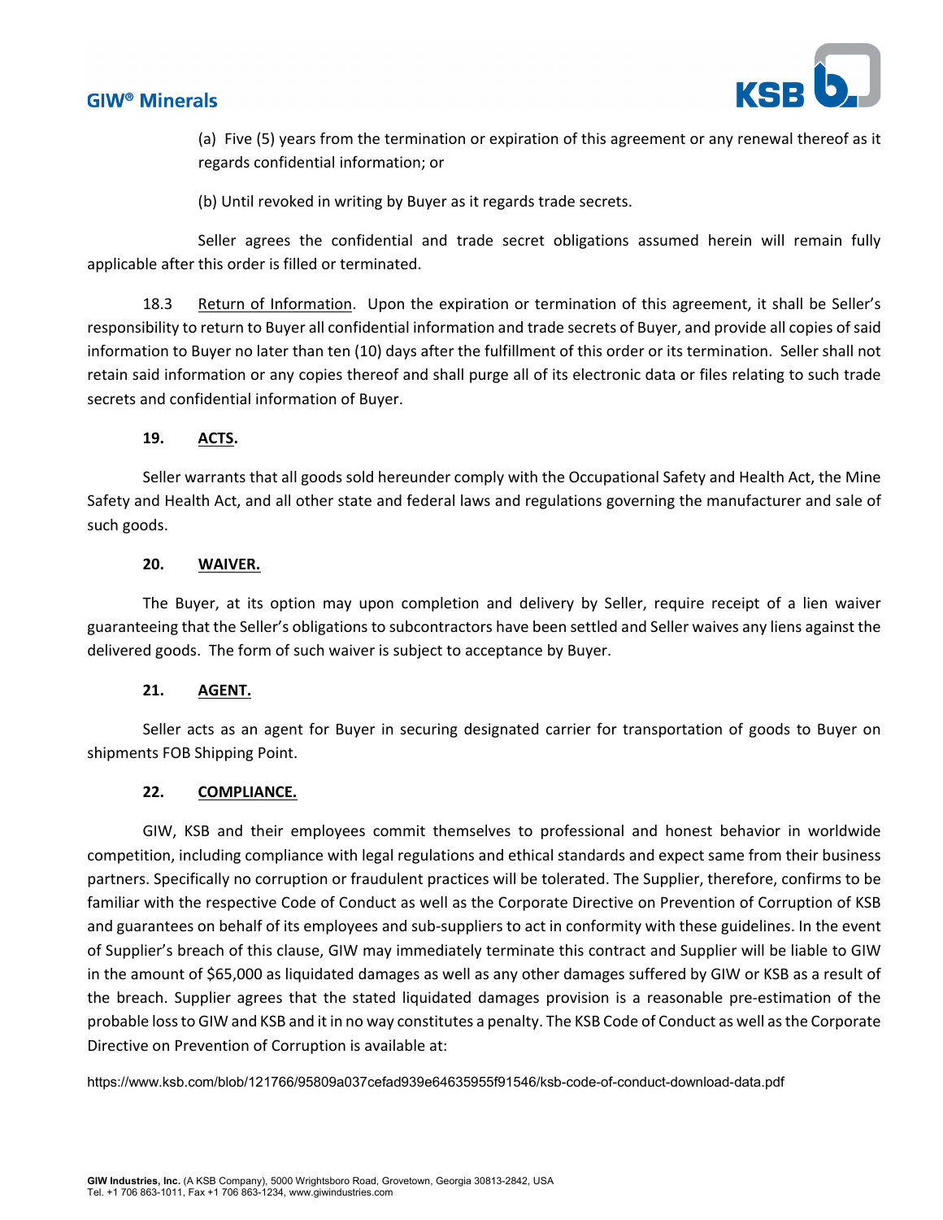(a) Five (5) years from the termination or expiration of this agreement or any renewal thereof as it regards confidential information; or

(b) Until revoked in writing by Buyer as it regards trade secrets.

Seller agrees the confidential and trade secret obligations assumed herein will remain fully applicable after this order is filled or terminated.

18.3 Return of Information. Upon the expiration or termination of this agreement, it shall be Seller's responsibility to return to Buyer all confidential information and trade secrets of Buyer, and provide all copies of said information to Buyer no later than ten (10) days after the fulfillment of this order or its termination. Seller shall not retain said information or any copies thereof and shall purge all of its electronic data or files relating to such trade secrets and confidential information of Buyer.

**19. ACTS.**

Seller warrants that all goods sold hereunder comply with the Occupational Safety and Health Act, the Mine Safety and Health Act, and all other state and federal laws and regulations governing the manufacturer and sale of such goods.

**20. WAIVER.**

The Buyer, at its option may upon completion and delivery by Seller, require receipt of a lien waiver guaranteeing that the Seller's obligations to subcontractors have been settled and Seller waives any liens against the delivered goods. The form of such waiver is subject to acceptance by Buyer.

**21. AGENT.**

Seller acts as an agent for Buyer in securing designated carrier for transportation of goods to Buyer on shipments FOB Shipping Point.

**22. COMPLIANCE.**

GIW, KSB and their employees commit themselves to professional and honest behavior in worldwide competition, including compliance with legal regulations and ethical standards and expect same from their business partners. Specifically no corruption or fraudulent practices will be tolerated. The Supplier, therefore, confirms to be familiar with the respective Code of Conduct as well as the Corporate Directive on Prevention of Corruption of KSB and guarantees on behalf of its employees and sub-suppliers to act in conformity with these guidelines. In the event of Supplier's breach of this clause, GIW may immediately terminate this contract and Supplier will be liable to GIW in the amount of $65,000 as liquidated damages as well as any other damages suffered by GIW or KSB as a result of the breach. Supplier agrees that the stated liquidated damages provision is a reasonable pre-estimation of the probable loss to GIW and KSB and it in no way constitutes a penalty. The KSB Code of Conduct as well as the Corporate Directive on Prevention of Corruption is available at:

https://www.ksb.com/blob/121766/95809a037cefad939e64635955f91546/ksb-code-of-conduct-download-data.pdf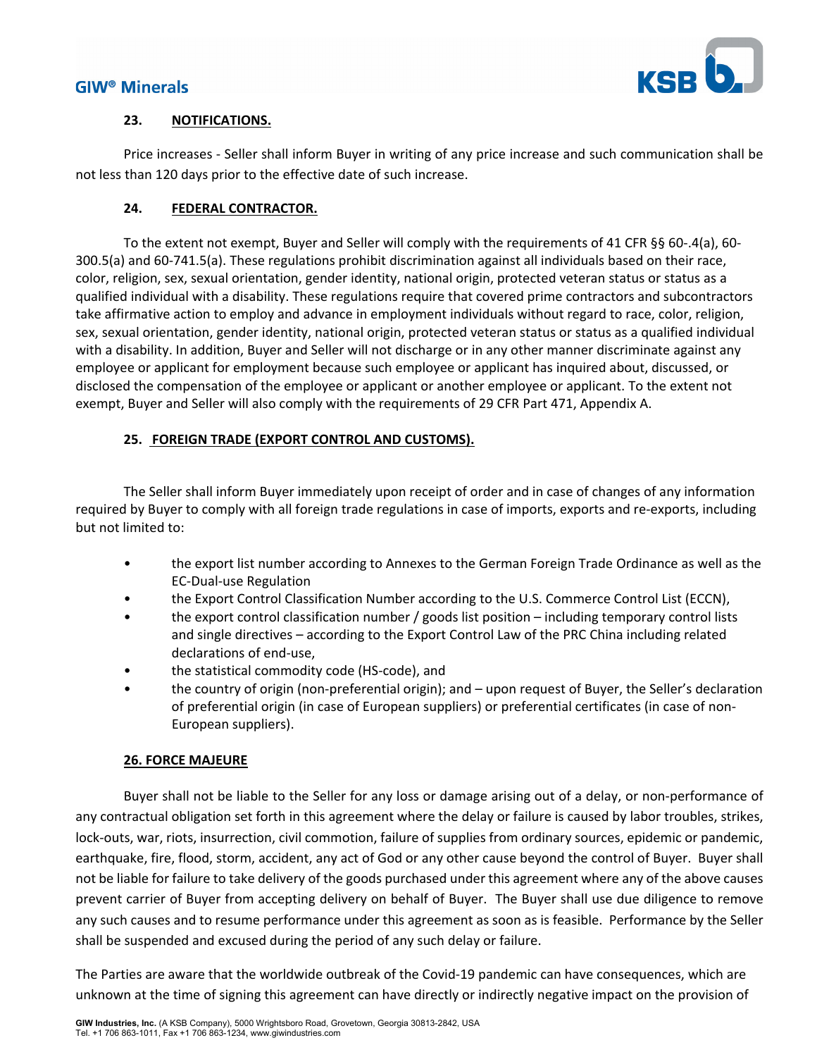**23. NOTIFICATIONS.**

Price increases - Seller shall inform Buyer in writing of any price increase and such communication shall be not less than 120 days prior to the effective date of such increase.

**24. FEDERAL CONTRACTOR.**

To the extent not exempt, Buyer and Seller will comply with the requirements of 41 CFR §§ 60-.4(a), 60-300.5(a) and 60-741.5(a). These regulations prohibit discrimination against all individuals based on their race, color, religion, sex, sexual orientation, gender identity, national origin, protected veteran status or status as a qualified individual with a disability. These regulations require that covered prime contractors and subcontractors take affirmative action to employ and advance in employment individuals without regard to race, color, religion, sex, sexual orientation, gender identity, national origin, protected veteran status or status as a qualified individual with a disability. In addition, Buyer and Seller will not discharge or in any other manner discriminate against any employee or applicant for employment because such employee or applicant has inquired about, discussed, or disclosed the compensation of the employee or applicant or another employee or applicant. To the extent not exempt, Buyer and Seller will also comply with the requirements of 29 CFR Part 471, Appendix A.

**25. FOREIGN TRADE (EXPORT CONTROL AND CUSTOMS).**

The Seller shall inform Buyer immediately upon receipt of order and in case of changes of any information required by Buyer to comply with all foreign trade regulations in case of imports, exports and re-exports, including but not limited to:

- the export list number according to Annexes to the German Foreign Trade Ordinance as well as the EC-Dual-use Regulation
- the Export Control Classification Number according to the U.S. Commerce Control List (ECCN),
- the export control classification number / goods list position – including temporary control lists and single directives – according to the Export Control Law of the PRC China including related declarations of end-use,
- the statistical commodity code (HS-code), and
- the country of origin (non-preferential origin); and – upon request of Buyer, the Seller's declaration of preferential origin (in case of European suppliers) or preferential certificates (in case of non-European suppliers).

**26. FORCE MAJEURE**

Buyer shall not be liable to the Seller for any loss or damage arising out of a delay, or non-performance of any contractual obligation set forth in this agreement where the delay or failure is caused by labor troubles, strikes, lock-outs, war, riots, insurrection, civil commotion, failure of supplies from ordinary sources, epidemic or pandemic, earthquake, fire, flood, storm, accident, any act of God or any other cause beyond the control of Buyer. Buyer shall not be liable for failure to take delivery of the goods purchased under this agreement where any of the above causes prevent carrier of Buyer from accepting delivery on behalf of Buyer. The Buyer shall use due diligence to remove any such causes and to resume performance under this agreement as soon as is feasible. Performance by the Seller shall be suspended and excused during the period of any such delay or failure.

The Parties are aware that the worldwide outbreak of the Covid-19 pandemic can have consequences, which are unknown at the time of signing this agreement can have directly or indirectly negative impact on the provision of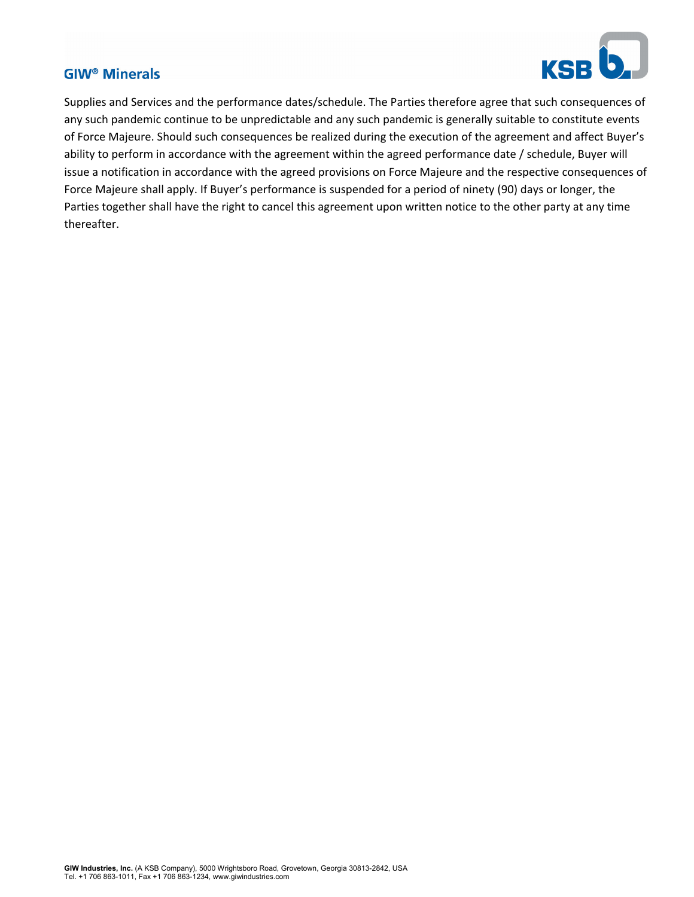Supplies and Services and the performance dates/schedule. The Parties therefore agree that such consequences of any such pandemic continue to be unpredictable and any such pandemic is generally suitable to constitute events of Force Majeure. Should such consequences be realized during the execution of the agreement and affect Buyer's ability to perform in accordance with the agreement within the agreed performance date / schedule, Buyer will issue a notification in accordance with the agreed provisions on Force Majeure and the respective consequences of Force Majeure shall apply. If Buyer's performance is suspended for a period of ninety (90) days or longer, the Parties together shall have the right to cancel this agreement upon written notice to the other party at any time thereafter.